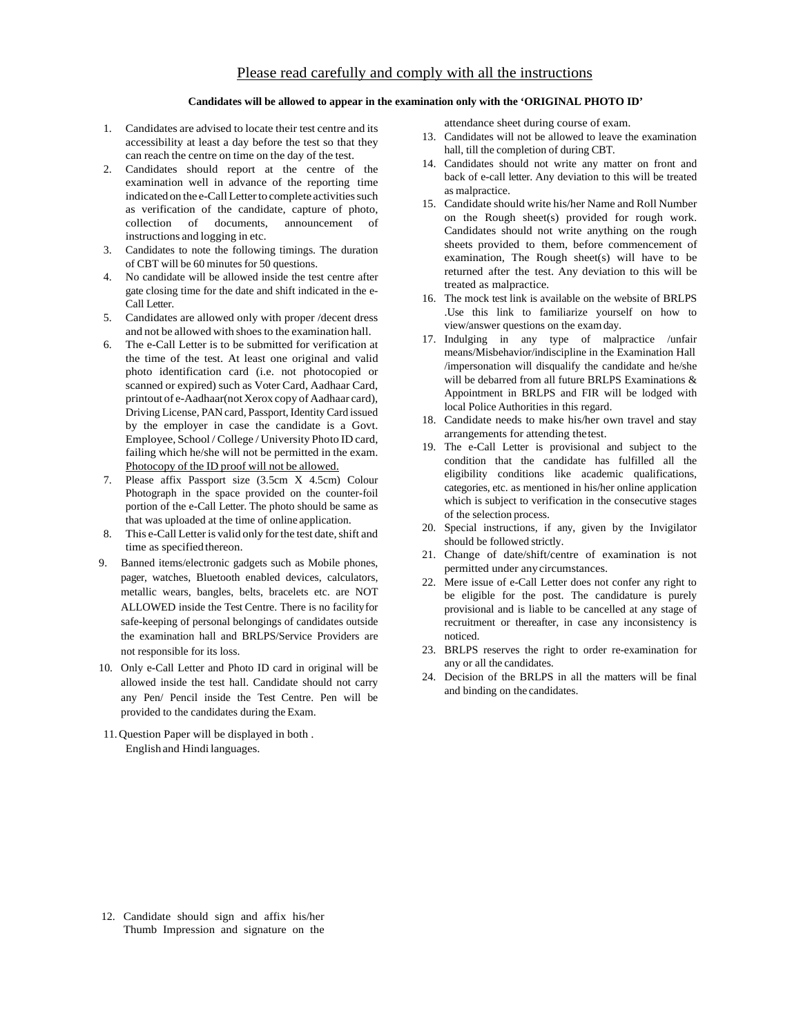# Please read carefully and comply with all the instructions

**Candidates will be allowed to appear in the examination only with the 'ORIGINAL PHOTO ID'**

1. Candidates are advised to locate their test centre and its accessibility at least a day before the test so that they can reach the centre on time on the day of the test.
2. Candidates should report at the centre of the examination well in advance of the reporting time indicated on the e-Call Letter to complete activities such as verification of the candidate, capture of photo, collection of documents, announcement of instructions and logging in etc.
3. Candidates to note the following timings. The duration of CBT will be 60 minutes for 50 questions.
4. No candidate will be allowed inside the test centre after gate closing time for the date and shift indicated in the e-Call Letter.
5. Candidates are allowed only with proper /decent dress and not be allowed with shoes to the examination hall.
6. The e-Call Letter is to be submitted for verification at the time of the test. At least one original and valid photo identification card (i.e. not photocopied or scanned or expired) such as Voter Card, Aadhaar Card, printout of e-Aadhaar(not Xerox copy of Aadhaar card), Driving License, PAN card, Passport, Identity Card issued by the employer in case the candidate is a Govt. Employee, School / College / University Photo ID card, failing which he/she will not be permitted in the exam. Photocopy of the ID proof will not be allowed.
7. Please affix Passport size (3.5cm X 4.5cm) Colour Photograph in the space provided on the counter-foil portion of the e-Call Letter. The photo should be same as that was uploaded at the time of online application.
8. This e-Call Letter is valid only for the test date, shift and time as specified thereon.
9. Banned items/electronic gadgets such as Mobile phones, pager, watches, Bluetooth enabled devices, calculators, metallic wears, bangles, belts, bracelets etc. are NOT ALLOWED inside the Test Centre. There is no facility for safe-keeping of personal belongings of candidates outside the examination hall and BRLPS/Service Providers are not responsible for its loss.
10. Only e-Call Letter and Photo ID card in original will be allowed inside the test hall. Candidate should not carry any Pen/ Pencil inside the Test Centre. Pen will be provided to the candidates during the Exam.
11. Question Paper will be displayed in both . English and Hindi languages.
12. Candidate should sign and affix his/her Thumb Impression and signature on the attendance sheet during course of exam.
13. Candidates will not be allowed to leave the examination hall, till the completion of during CBT.
14. Candidates should not write any matter on front and back of e-call letter. Any deviation to this will be treated as malpractice.
15. Candidate should write his/her Name and Roll Number on the Rough sheet(s) provided for rough work. Candidates should not write anything on the rough sheets provided to them, before commencement of examination, The Rough sheet(s) will have to be returned after the test. Any deviation to this will be treated as malpractice.
16. The mock test link is available on the website of BRLPS .Use this link to familiarize yourself on how to view/answer questions on the exam day.
17. Indulging in any type of malpractice /unfair means/Misbehavior/indiscipline in the Examination Hall /impersonation will disqualify the candidate and he/she will be debarred from all future BRLPS Examinations & Appointment in BRLPS and FIR will be lodged with local Police Authorities in this regard.
18. Candidate needs to make his/her own travel and stay arrangements for attending the test.
19. The e-Call Letter is provisional and subject to the condition that the candidate has fulfilled all the eligibility conditions like academic qualifications, categories, etc. as mentioned in his/her online application which is subject to verification in the consecutive stages of the selection process.
20. Special instructions, if any, given by the Invigilator should be followed strictly.
21. Change of date/shift/centre of examination is not permitted under any circumstances.
22. Mere issue of e-Call Letter does not confer any right to be eligible for the post. The candidature is purely provisional and is liable to be cancelled at any stage of recruitment or thereafter, in case any inconsistency is noticed.
23. BRLPS reserves the right to order re-examination for any or all the candidates.
24. Decision of the BRLPS in all the matters will be final and binding on the candidates.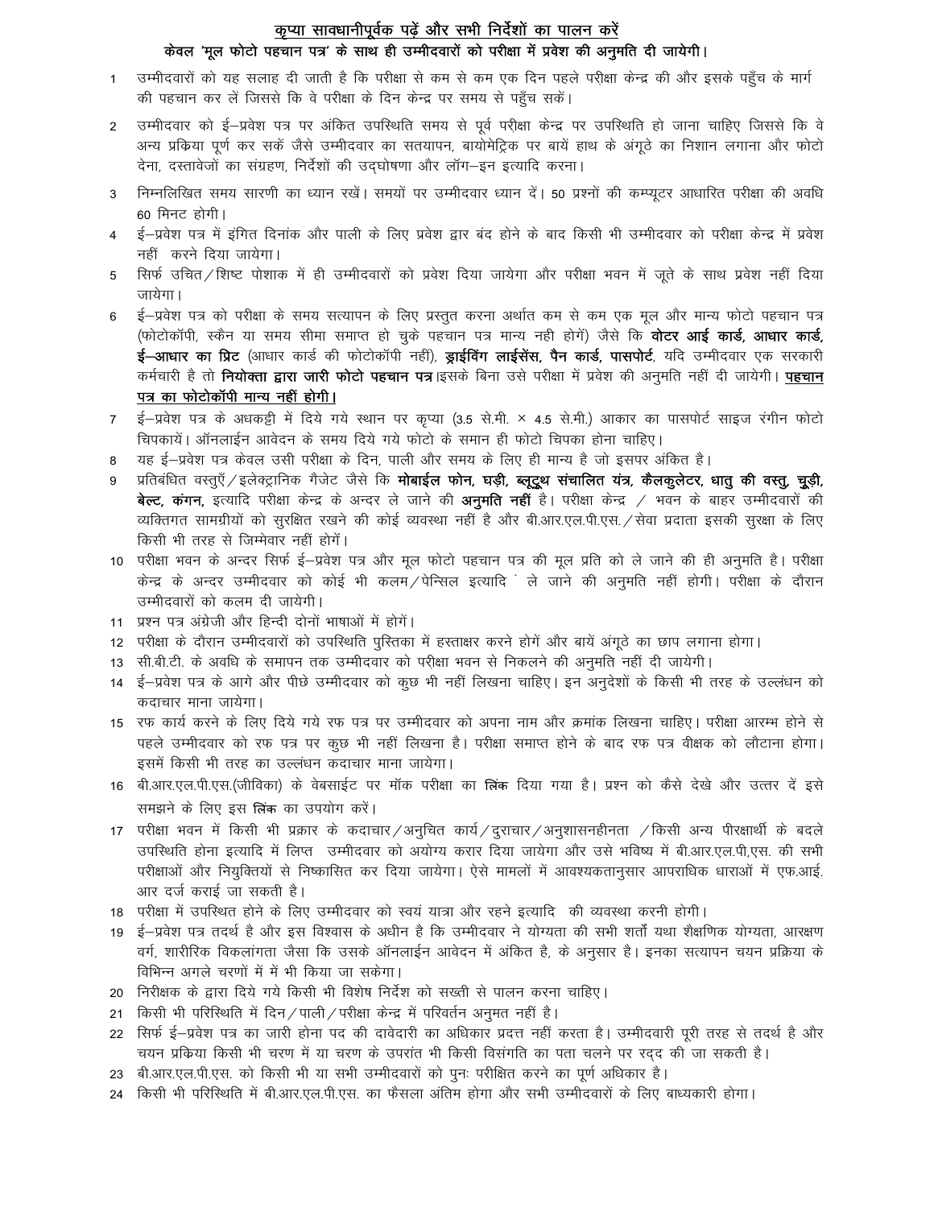## कृप्या सावधानीपूर्वक पढ़ें और सभी निर्देशों का पालन करें

### केवल 'मूल फोटो पहचान पत्र' के साथ ही उम्मीदवारों को परीक्षा में प्रवेश की अनुमति दी जायेगी।

1. उम्मीदवारों को यह सलाह दी जाती है कि परीक्षा से कम से कम एक दिन पहले परीक्षा केन्द्र की ओर इसके पहुँच के मार्ग की पहचान कर लें जिससे कि वे परीक्षा के दिन केन्द्र पर समय से पहुँच सकें।
2. उम्मीदवार को ई–प्रवेश पत्र पर अंकित उपस्थिति समय से पूर्व परीक्षा केन्द्र पर उपस्थिति हो जाना चाहिए जिससे कि वे अन्य प्रक्रिया पूर्ण कर सकें जैसे उम्मीदवार का सतयापन, बायोमेट्रिक पर बायें हाथ के अंगूठे का निशान लगाना और फोटो देना, दस्तावेजों का संग्रहण, निर्देशों की उद्घोषणा और लॉग–इन इत्यादि करना।
3. निम्नलिखित समय सारणी का ध्यान रखें। समयों पर उम्मीदवार ध्यान दें। 50 प्रश्नों की कम्प्यूटर आधारित परीक्षा की अवधि 60 मिनट होगी।
4. ई–प्रवेश पत्र में इंगित दिनांक और पाली के लिए प्रवेश द्वार बंद होने के बाद किसी भी उम्मीदवार को परीक्षा केन्द्र में प्रवेश नहीं करने दिया जायेगा।
5. सिर्फ उचित/शिष्ट पोशाक में ही उम्मीदवारों को प्रवेश दिया जायेगा और परीक्षा भवन में जूते के साथ प्रवेश नहीं दिया जायेगा।
6. ई–प्रवेश पत्र को परीक्षा के समय सत्यापन के लिए प्रस्तुत करना अर्थात कम से कम एक मूल और मान्य फोटो पहचान पत्र (फोटोकॉपी, स्कैन या समय सीमा समाप्त हो चुके पहचान पत्र मान्य नही होगें) जैसे कि **वोटर आई कार्ड, आधार कार्ड, ई–आधार का प्रिंट** (आधार कार्ड की फोटोकॉपी नही), **ड्राईविंग लाईसेंस, पैन कार्ड, पासपोर्ट**, यदि उम्मीदवार एक सरकारी कर्मचारी है तो **नियोक्ता द्वारा जारी फोटो पहचान पत्र**।इसके बिना उसे परीक्षा में प्रवेश की अनुमति नहीं दी जायेगी। **पहचान पत्र का फोटोकॉपी मान्य नहीं होगी।**
7. ई–प्रवेश पत्र के अधकट्टी में दिये गये स्थान पर कृप्या (3.5 से.मी. × 4.5 से.मी.) आकार का पासपोर्ट साइज रंगीन फोटो चिपकायें। ऑनलाईन आवेदन के समय दिये गये फोटो के समान ही फोटो चिपका होना चाहिए।
8. यह ई–प्रवेश पत्र केवल उसी परीक्षा के दिन, पाली और समय के लिए ही मान्य है जो इसपर अंकित है।
9. प्रतिबंधित वस्तुएँ/इलेक्ट्रानिक गैजेट जैसे कि **मोबाईल फोन, घड़ी, ब्लूटूथ संचालित यंत्र, कैलकुलेटर, धातु की वस्तु, चूड़ी, बेल्ट, कंगन,** इत्यादि परीक्षा केन्द्र के अन्दर ले जाने की **अनुमति नहीं** है। परीक्षा केन्द्र / भवन के बाहर उम्मीदवारों की व्यक्तिगत सामग्रीयों को सुरक्षित रखने की कोई व्यवस्था नहीं है और बी.आर.एल.पी.एस./सेवा प्रदाता इसकी सुरक्षा के लिए किसी भी तरह से जिम्मेवार नहीं होगें।
10. परीक्षा भवन के अन्दर सिर्फ ई–प्रवेश पत्र और मूल फोटो पहचान पत्र की मूल प्रति को ले जाने की ही अनुमति है। परीक्षा केन्द्र के अन्दर उम्मीदवार को कोई भी कलम/पेन्सिल इत्यादि ले जाने की अनुमति नहीं होगी। परीक्षा के दौरान उम्मीदवारों को कलम दी जायेगी।
11. प्रश्न पत्र अंग्रेजी और हिन्दी दोनों भाषाओं में होगें।
12. परीक्षा के दौरान उम्मीदवारों को उपस्थिति पुस्तिका में हस्ताक्षर करने होगें और बायें अंगूठे का छाप लगाना होगा।
13. सी.बी.टी. के अवधि के समापन तक उम्मीदवार को परीक्षा भवन से निकलने की अनुमति नहीं दी जायेगी।
14. ई–प्रवेश पत्र के आगे और पीछे उम्मीदवार को कुछ भी नहीं लिखना चाहिए। इन अनुदेशों के किसी भी तरह के उल्लंघन को कदाचार माना जायेगा।
15. रफ कार्य करने के लिए दिये गये रफ पत्र पर उम्मीदवार को अपना नाम और क्रमांक लिखना चाहिए। परीक्षा आरम्भ होने से पहले उम्मीदवार को रफ पत्र पर कुछ भी नहीं लिखना है। परीक्षा समाप्त होने के बाद रफ पत्र वीक्षक को लौटाना होगा। इसमें किसी भी तरह का उल्लंघन कदाचार माना जायेगा।
16. बी.आर.एल.पी.एस.(जीविका) के वेबसाईट पर मॉक परीक्षा का **लिंक** दिया गया है। प्रश्न को कैसे देखे और उत्तर दें इसे समझने के लिए इस **लिंक** का उपयोग करें।
17. परीक्षा भवन में किसी भी प्रकार के कदाचार/अनुचित कार्य/दुराचार/अनुशासनहीनता /किसी अन्य पीरक्षार्थी के बदले उपस्थिति होना इत्यादि में लिप्त उम्मीदवार को अयोग्य करार दिया जायेगा और उसे भविष्य में बी.आर.एल.पी.एस. की सभी परीक्षाओं और नियुक्तियों से निष्कासित कर दिया जायेगा। ऐसे मामलों में आवश्यकतानुसार आपराधिक धाराओं में एफ.आई. आर दर्ज कराई जा सकती है।
18. परीक्षा में उपस्थित होने के लिए उम्मीदवार को स्वयं यात्रा और रहने इत्यादि की व्यवस्था करनी होगी।
19. ई–प्रवेश पत्र तदर्थ है और इस विश्वास के अधीन है कि उम्मीदवार ने योग्यता की सभी शर्तों यथा शैक्षणिक योग्यता, आरक्षण वर्ग, शारीरिक विकलांगता जैसा कि उसके ऑनलाईन आवेदन में अंकित है, के अनुसार है। इनका सत्यापन चयन प्रक्रिया के विभिन्न अगले चरणों में में भी किया जा सकेगा।
20. निरीक्षक के द्वारा दिये गये किसी भी विशेष निर्देश को सख्ती से पालन करना चाहिए।
21. किसी भी परिस्थिति में दिन/पाली/परीक्षा केन्द्र में परिवर्तन अनुमत नहीं है।
22. सिर्फ ई–प्रवेश पत्र का जारी होना पद की दावेदारी का अधिकार प्रदत्त नहीं करता है। उम्मीदवारी पूरी तरह से तदर्थ है और चयन प्रक्रिया किसी भी चरण में या चरण के उपरांत भी किसी विसंगति का पता चलने पर रद्द की जा सकती है।
23. बी.आर.एल.पी.एस. को किसी भी या सभी उम्मीदवारों को पुनः परीक्षित करने का पूर्ण अधिकार है।
24. किसी भी परिस्थिति में बी.आर.एल.पी.एस. का फैसला अंतिम होगा और सभी उम्मीदवारों के लिए बाध्यकारी होगा।